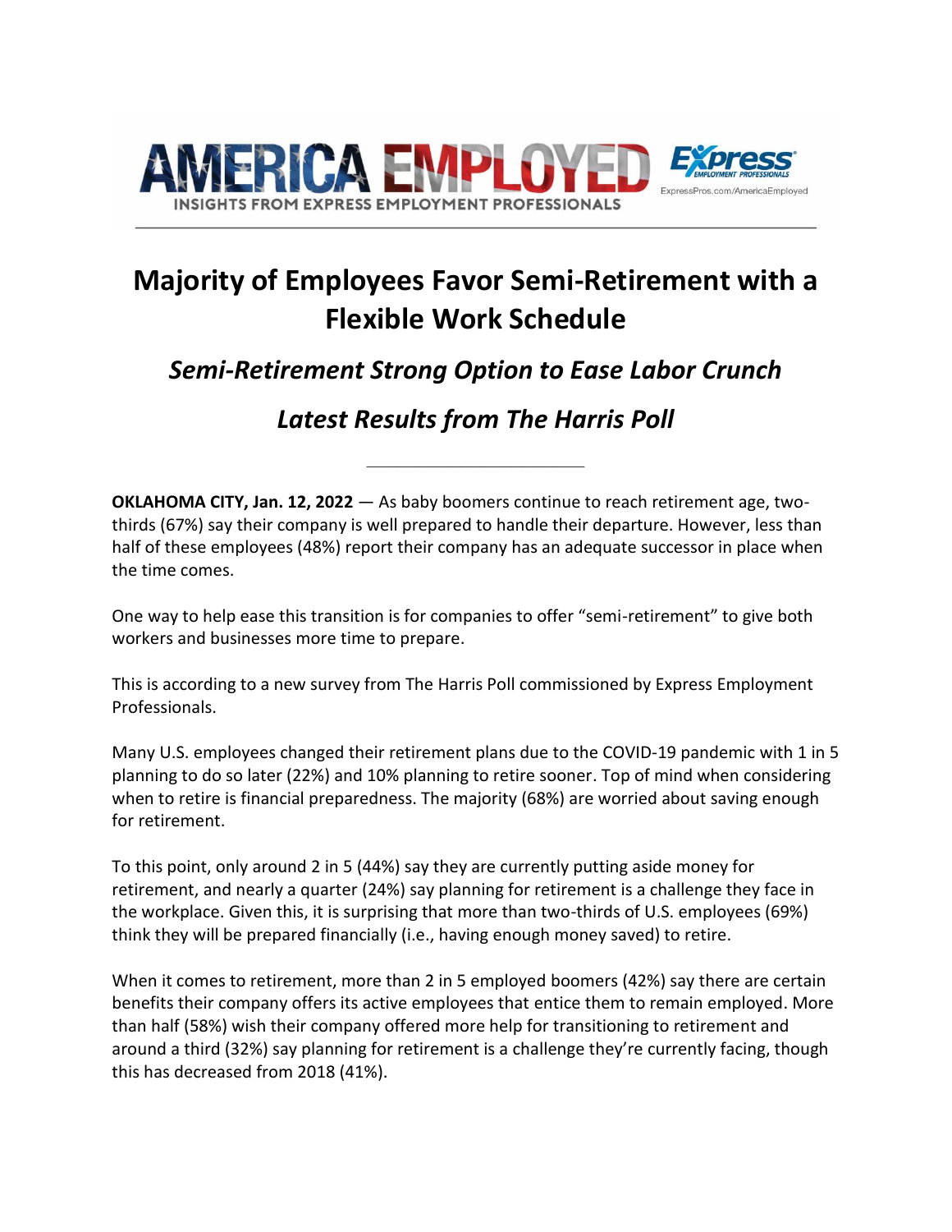AMERICA EMPLOYED — INSIGHTS FROM EXPRESS EMPLOYMENT PROFESSIONALS

Express Employment Professionals — ExpressPros.com/AmericaEmployed

# Majority of Employees Favor Semi-Retirement with a Flexible Work Schedule

## *Semi-Retirement Strong Option to Ease Labor Crunch*

## *Latest Results from The Harris Poll*

---

**OKLAHOMA CITY, Jan. 12, 2022** — As baby boomers continue to reach retirement age, two-thirds (67%) say their company is well prepared to handle their departure. However, less than half of these employees (48%) report their company has an adequate successor in place when the time comes.

One way to help ease this transition is for companies to offer "semi-retirement" to give both workers and businesses more time to prepare.

This is according to a new survey from The Harris Poll commissioned by Express Employment Professionals.

Many U.S. employees changed their retirement plans due to the COVID-19 pandemic with 1 in 5 planning to do so later (22%) and 10% planning to retire sooner. Top of mind when considering when to retire is financial preparedness. The majority (68%) are worried about saving enough for retirement.

To this point, only around 2 in 5 (44%) say they are currently putting aside money for retirement, and nearly a quarter (24%) say planning for retirement is a challenge they face in the workplace. Given this, it is surprising that more than two-thirds of U.S. employees (69%) think they will be prepared financially (i.e., having enough money saved) to retire.

When it comes to retirement, more than 2 in 5 employed boomers (42%) say there are certain benefits their company offers its active employees that entice them to remain employed. More than half (58%) wish their company offered more help for transitioning to retirement and around a third (32%) say planning for retirement is a challenge they're currently facing, though this has decreased from 2018 (41%).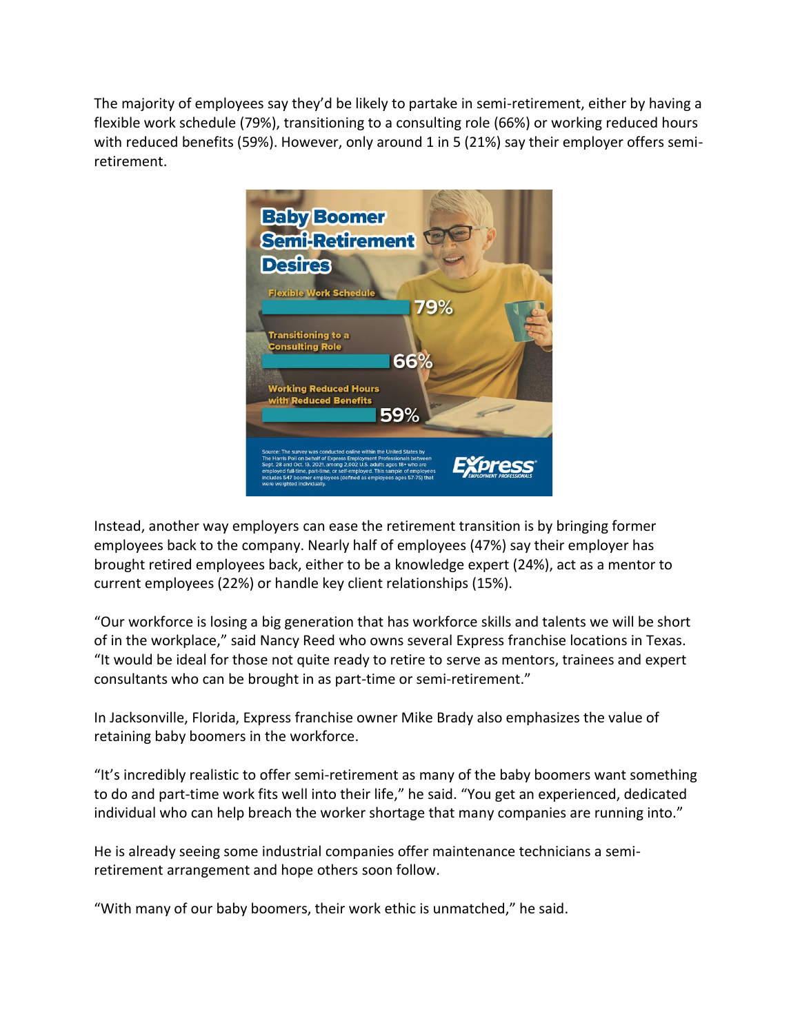The majority of employees say they'd be likely to partake in semi-retirement, either by having a flexible work schedule (79%), transitioning to a consulting role (66%) or working reduced hours with reduced benefits (59%). However, only around 1 in 5 (21%) say their employer offers semi-retirement.

**Baby Boomer Semi-Retirement Desires**

- Flexible Work Schedule: 79%
- Transitioning to a Consulting Role: 66%
- Working Reduced Hours with Reduced Benefits: 59%

Source: The survey was conducted online within the United States by The Harris Poll on behalf of Express Employment Professionals between Sept. 28 and Oct. 13, 2021, among 2,602 U.S. adults ages 18+ who are employed full-time, part-time, or self-employed. This sample of employees includes 547 boomer employees (defined as employees ages 57-75) that were weighted individually.

Express Employment Professionals

Instead, another way employers can ease the retirement transition is by bringing former employees back to the company. Nearly half of employees (47%) say their employer has brought retired employees back, either to be a knowledge expert (24%), act as a mentor to current employees (22%) or handle key client relationships (15%).

"Our workforce is losing a big generation that has workforce skills and talents we will be short of in the workplace," said Nancy Reed who owns several Express franchise locations in Texas. "It would be ideal for those not quite ready to retire to serve as mentors, trainees and expert consultants who can be brought in as part-time or semi-retirement."

In Jacksonville, Florida, Express franchise owner Mike Brady also emphasizes the value of retaining baby boomers in the workforce.

"It's incredibly realistic to offer semi-retirement as many of the baby boomers want something to do and part-time work fits well into their life," he said. "You get an experienced, dedicated individual who can help breach the worker shortage that many companies are running into."

He is already seeing some industrial companies offer maintenance technicians a semi-retirement arrangement and hope others soon follow.

"With many of our baby boomers, their work ethic is unmatched," he said.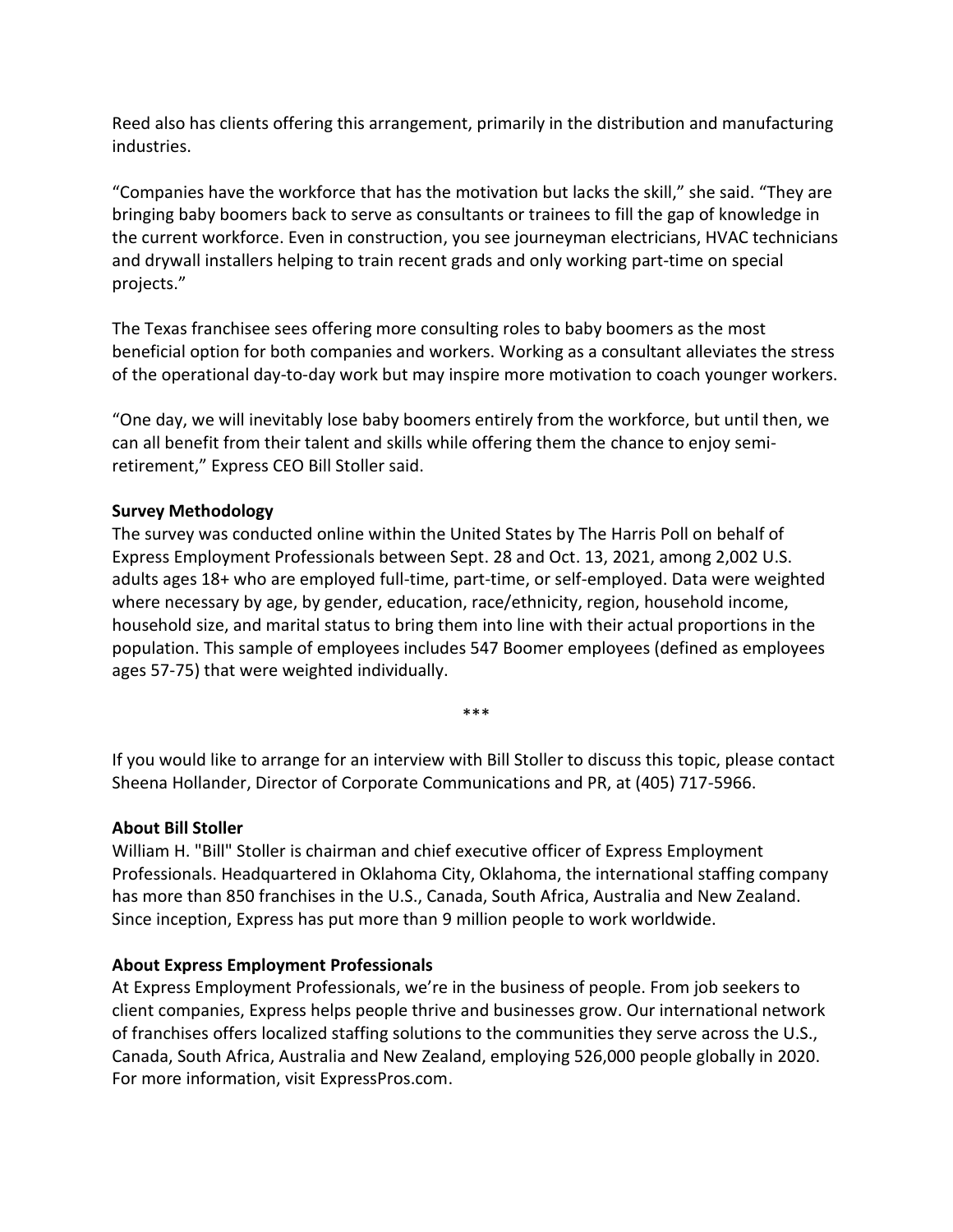Reed also has clients offering this arrangement, primarily in the distribution and manufacturing industries.

"Companies have the workforce that has the motivation but lacks the skill," she said. "They are bringing baby boomers back to serve as consultants or trainees to fill the gap of knowledge in the current workforce. Even in construction, you see journeyman electricians, HVAC technicians and drywall installers helping to train recent grads and only working part-time on special projects."

The Texas franchisee sees offering more consulting roles to baby boomers as the most beneficial option for both companies and workers. Working as a consultant alleviates the stress of the operational day-to-day work but may inspire more motivation to coach younger workers.

"One day, we will inevitably lose baby boomers entirely from the workforce, but until then, we can all benefit from their talent and skills while offering them the chance to enjoy semi-retirement," Express CEO Bill Stoller said.

**Survey Methodology**

The survey was conducted online within the United States by The Harris Poll on behalf of Express Employment Professionals between Sept. 28 and Oct. 13, 2021, among 2,002 U.S. adults ages 18+ who are employed full-time, part-time, or self-employed. Data were weighted where necessary by age, by gender, education, race/ethnicity, region, household income, household size, and marital status to bring them into line with their actual proportions in the population. This sample of employees includes 547 Boomer employees (defined as employees ages 57-75) that were weighted individually.

***

If you would like to arrange for an interview with Bill Stoller to discuss this topic, please contact Sheena Hollander, Director of Corporate Communications and PR, at (405) 717-5966.

**About Bill Stoller**

William H. "Bill" Stoller is chairman and chief executive officer of Express Employment Professionals. Headquartered in Oklahoma City, Oklahoma, the international staffing company has more than 850 franchises in the U.S., Canada, South Africa, Australia and New Zealand. Since inception, Express has put more than 9 million people to work worldwide.

**About Express Employment Professionals**

At Express Employment Professionals, we're in the business of people. From job seekers to client companies, Express helps people thrive and businesses grow. Our international network of franchises offers localized staffing solutions to the communities they serve across the U.S., Canada, South Africa, Australia and New Zealand, employing 526,000 people globally in 2020. For more information, visit ExpressPros.com.